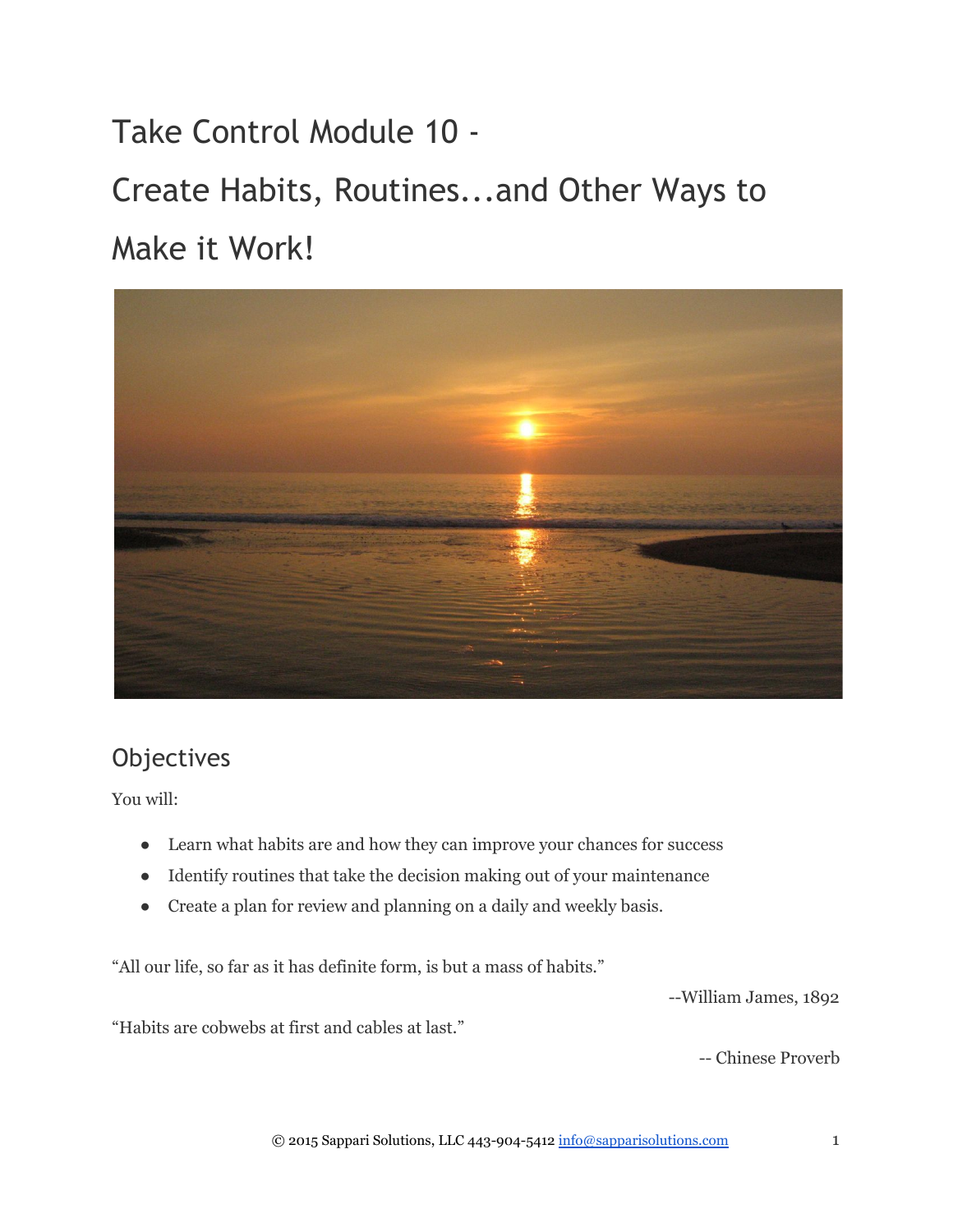# Take Control Module 10 -

# Create Habits, Routines...and Other Ways to Make it Work!

## Objectives

You will:

- Learn what habits are and how they can improve your chances for success
- Identify routines that take the decision making out of your maintenance
- Create a plan for review and planning on a daily and weekly basis.

"All our life, so far as it has definite form, is but a mass of habits."

--William James, 1892

"Habits are cobwebs at first and cables at last."

-- Chinese Proverb

© 2015 Sappari Solutions, LLC 443-904-5412 info@sapparisolutions.com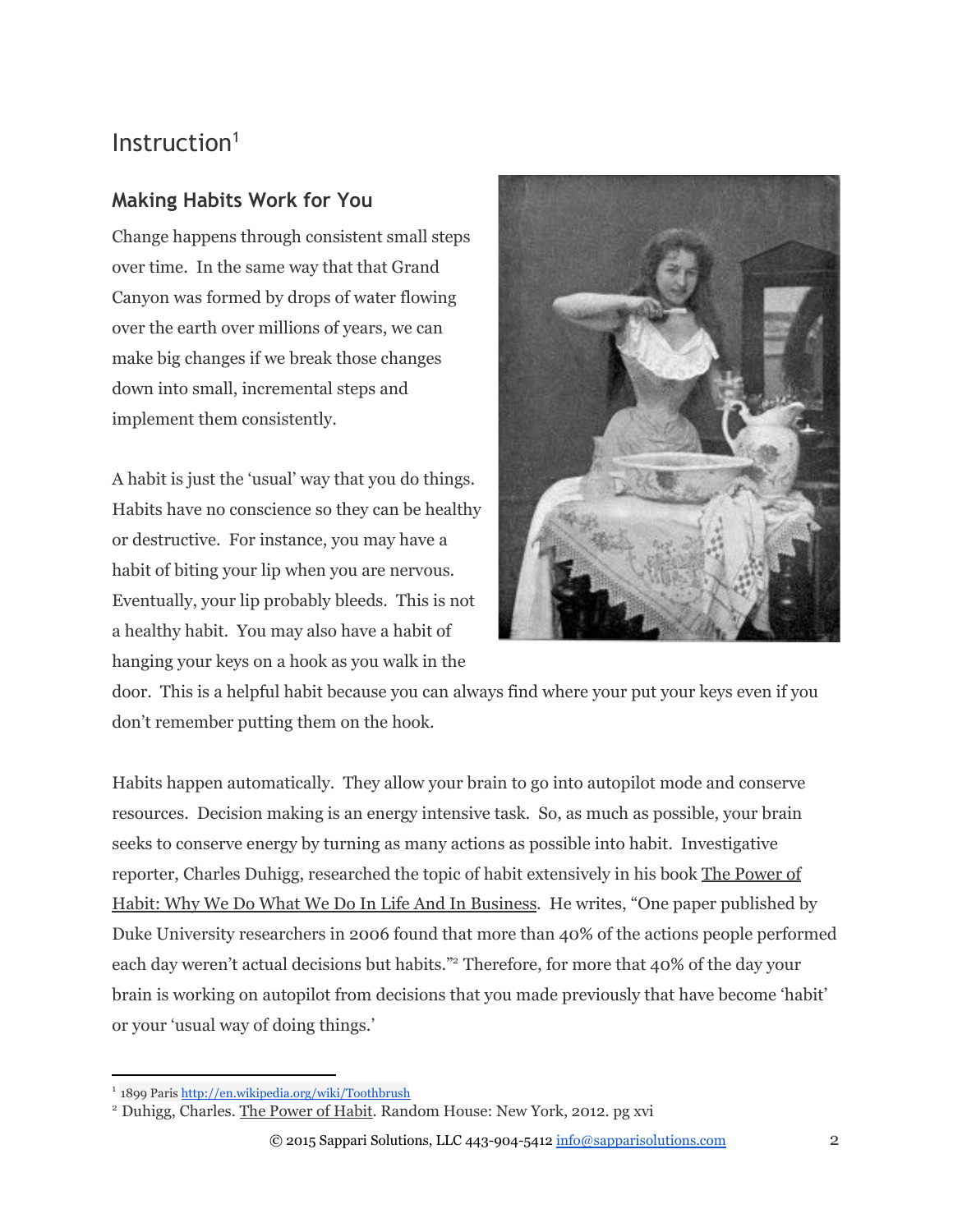# Instruction[1]

## Making Habits Work for You

Change happens through consistent small steps over time. In the same way that that Grand Canyon was formed by drops of water flowing over the earth over millions of years, we can make big changes if we break those changes down into small, incremental steps and implement them consistently.

A habit is just the 'usual' way that you do things. Habits have no conscience so they can be healthy or destructive. For instance, you may have a habit of biting your lip when you are nervous. Eventually, your lip probably bleeds. This is not a healthy habit. You may also have a habit of hanging your keys on a hook as you walk in the door. This is a helpful habit because you can always find where your put your keys even if you don't remember putting them on the hook.

Habits happen automatically. They allow your brain to go into autopilot mode and conserve resources. Decision making is an energy intensive task. So, as much as possible, your brain seeks to conserve energy by turning as many actions as possible into habit. Investigative reporter, Charles Duhigg, researched the topic of habit extensively in his book The Power of Habit: Why We Do What We Do In Life And In Business. He writes, "One paper published by Duke University researchers in 2006 found that more than 40% of the actions people performed each day weren't actual decisions but habits."[2] Therefore, for more that 40% of the day your brain is working on autopilot from decisions that you made previously that have become 'habit' or your 'usual way of doing things.'

---

[1] 1899 Paris http://en.wikipedia.org/wiki/Toothbrush

[2] Duhigg, Charles. The Power of Habit. Random House: New York, 2012. pg xvi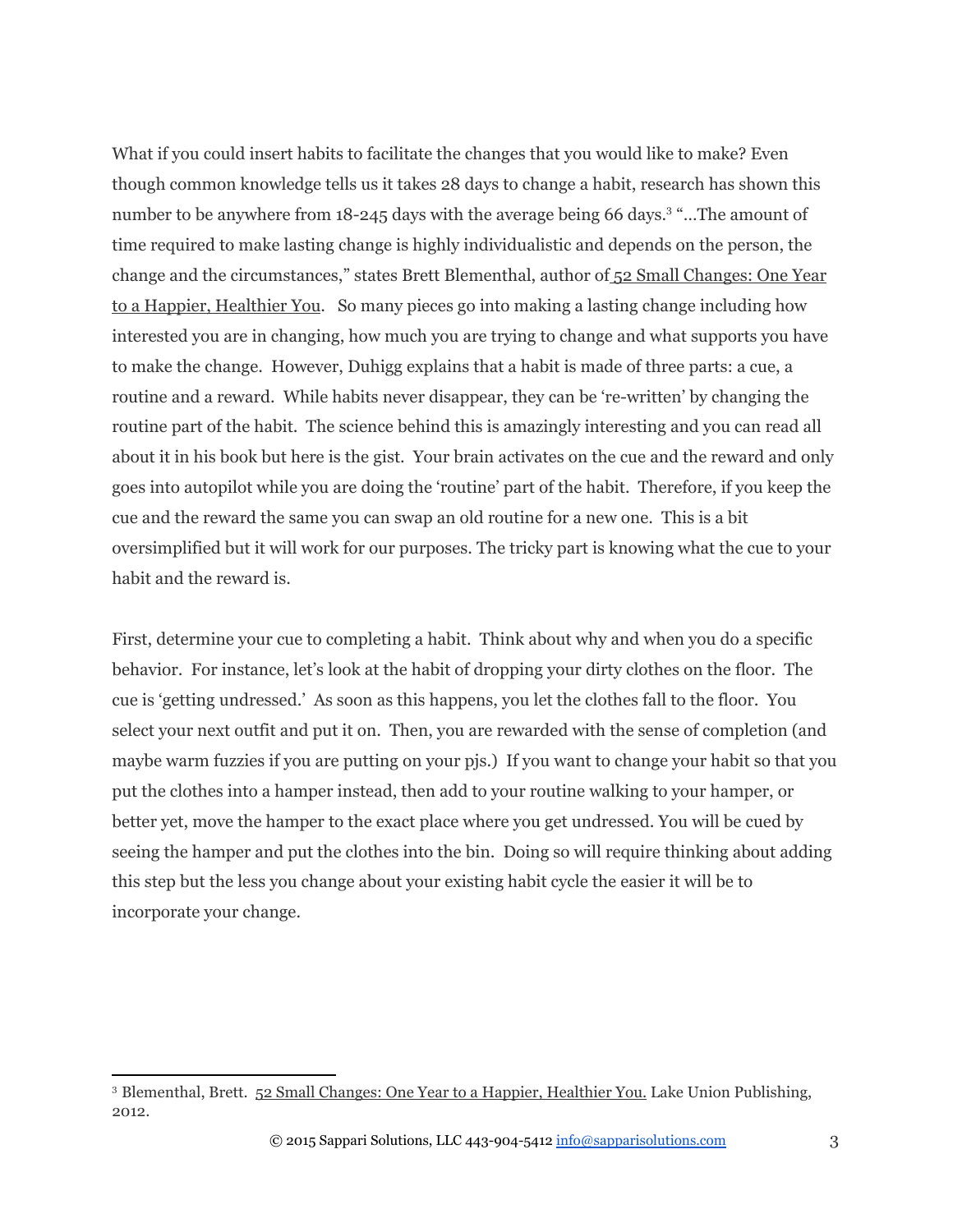What if you could insert habits to facilitate the changes that you would like to make? Even though common knowledge tells us it takes 28 days to change a habit, research has shown this number to be anywhere from 18-245 days with the average being 66 days.[3] "…The amount of time required to make lasting change is highly individualistic and depends on the person, the change and the circumstances," states Brett Blementhal, author of 52 Small Changes: One Year to a Happier, Healthier You. So many pieces go into making a lasting change including how interested you are in changing, how much you are trying to change and what supports you have to make the change. However, Duhigg explains that a habit is made of three parts: a cue, a routine and a reward. While habits never disappear, they can be 're-written' by changing the routine part of the habit. The science behind this is amazingly interesting and you can read all about it in his book but here is the gist. Your brain activates on the cue and the reward and only goes into autopilot while you are doing the 'routine' part of the habit. Therefore, if you keep the cue and the reward the same you can swap an old routine for a new one. This is a bit oversimplified but it will work for our purposes. The tricky part is knowing what the cue to your habit and the reward is.

First, determine your cue to completing a habit. Think about why and when you do a specific behavior. For instance, let's look at the habit of dropping your dirty clothes on the floor. The cue is 'getting undressed.' As soon as this happens, you let the clothes fall to the floor. You select your next outfit and put it on. Then, you are rewarded with the sense of completion (and maybe warm fuzzies if you are putting on your pjs.) If you want to change your habit so that you put the clothes into a hamper instead, then add to your routine walking to your hamper, or better yet, move the hamper to the exact place where you get undressed. You will be cued by seeing the hamper and put the clothes into the bin. Doing so will require thinking about adding this step but the less you change about your existing habit cycle the easier it will be to incorporate your change.

---

[3] Blementhal, Brett. 52 Small Changes: One Year to a Happier, Healthier You. Lake Union Publishing, 2012.

© 2015 Sappari Solutions, LLC 443-904-5412 info@sapparisolutions.com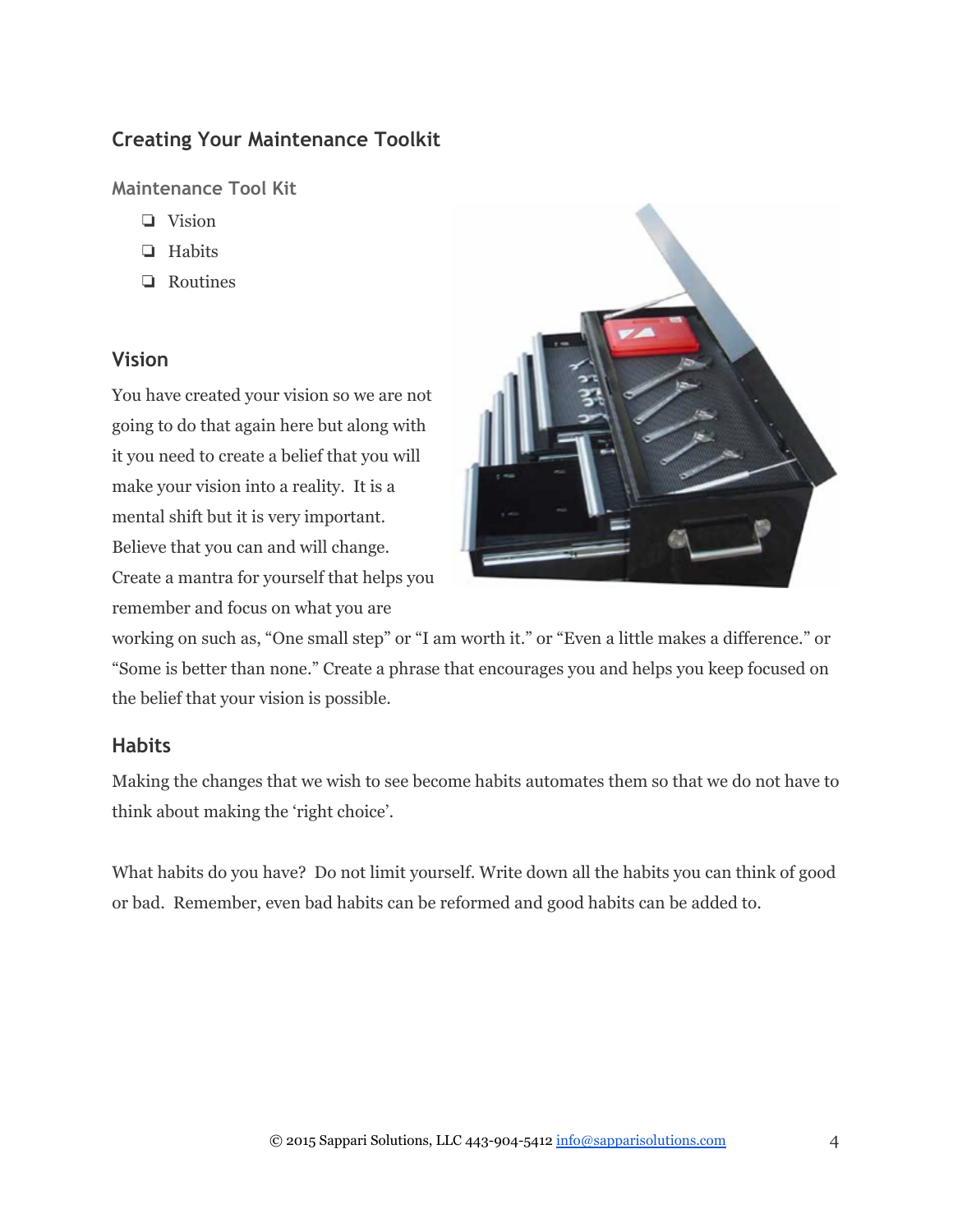## Creating Your Maintenance Toolkit

### Maintenance Tool Kit

- ❏ Vision
- ❏ Habits
- ❏ Routines

### Vision

You have created your vision so we are not going to do that again here but along with it you need to create a belief that you will make your vision into a reality. It is a mental shift but it is very important. Believe that you can and will change. Create a mantra for yourself that helps you remember and focus on what you are working on such as, "One small step" or "I am worth it." or "Even a little makes a difference." or "Some is better than none." Create a phrase that encourages you and helps you keep focused on the belief that your vision is possible.

### Habits

Making the changes that we wish to see become habits automates them so that we do not have to think about making the 'right choice'.

What habits do you have? Do not limit yourself. Write down all the habits you can think of good or bad. Remember, even bad habits can be reformed and good habits can be added to.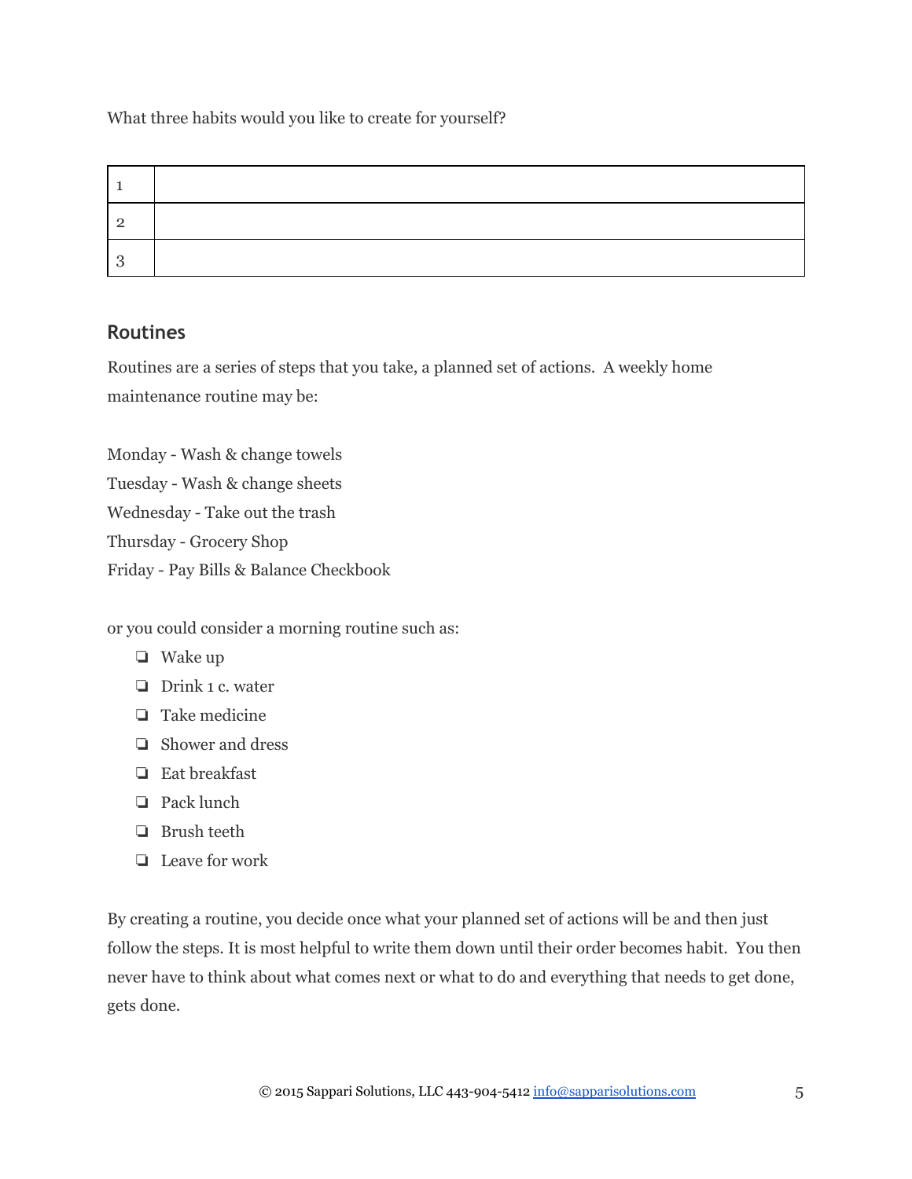What three habits would you like to create for yourself?

| | |
|---|---|
| 1 | |
| 2 | |
| 3 | |

## Routines

Routines are a series of steps that you take, a planned set of actions. A weekly home maintenance routine may be:

Monday - Wash & change towels
Tuesday - Wash & change sheets
Wednesday - Take out the trash
Thursday - Grocery Shop
Friday - Pay Bills & Balance Checkbook

or you could consider a morning routine such as:

- [ ] Wake up
- [ ] Drink 1 c. water
- [ ] Take medicine
- [ ] Shower and dress
- [ ] Eat breakfast
- [ ] Pack lunch
- [ ] Brush teeth
- [ ] Leave for work

By creating a routine, you decide once what your planned set of actions will be and then just follow the steps. It is most helpful to write them down until their order becomes habit. You then never have to think about what comes next or what to do and everything that needs to get done, gets done.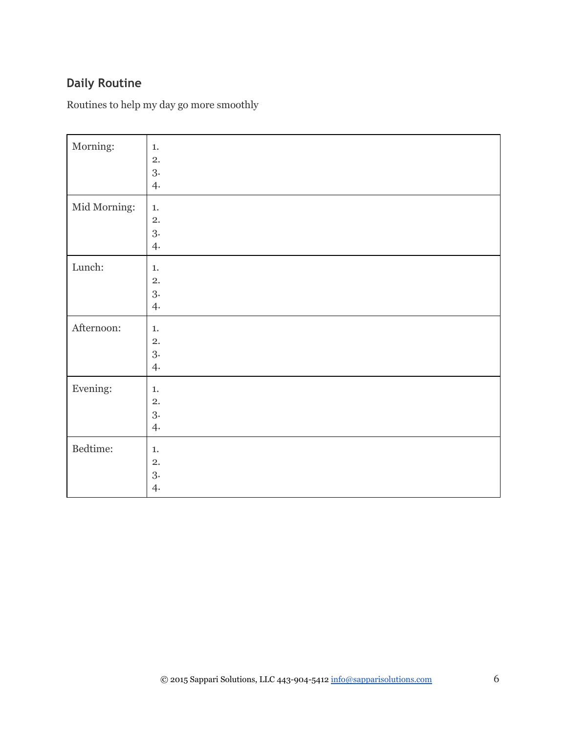## Daily Routine

Routines to help my day go more smoothly

| | |
|---|---|
| Morning: | 1.<br>2.<br>3.<br>4. |
| Mid Morning: | 1.<br>2.<br>3.<br>4. |
| Lunch: | 1.<br>2.<br>3.<br>4. |
| Afternoon: | 1.<br>2.<br>3.<br>4. |
| Evening: | 1.<br>2.<br>3.<br>4. |
| Bedtime: | 1.<br>2.<br>3.<br>4. |

© 2015 Sappari Solutions, LLC 443-904-5412 info@sapparisolutions.com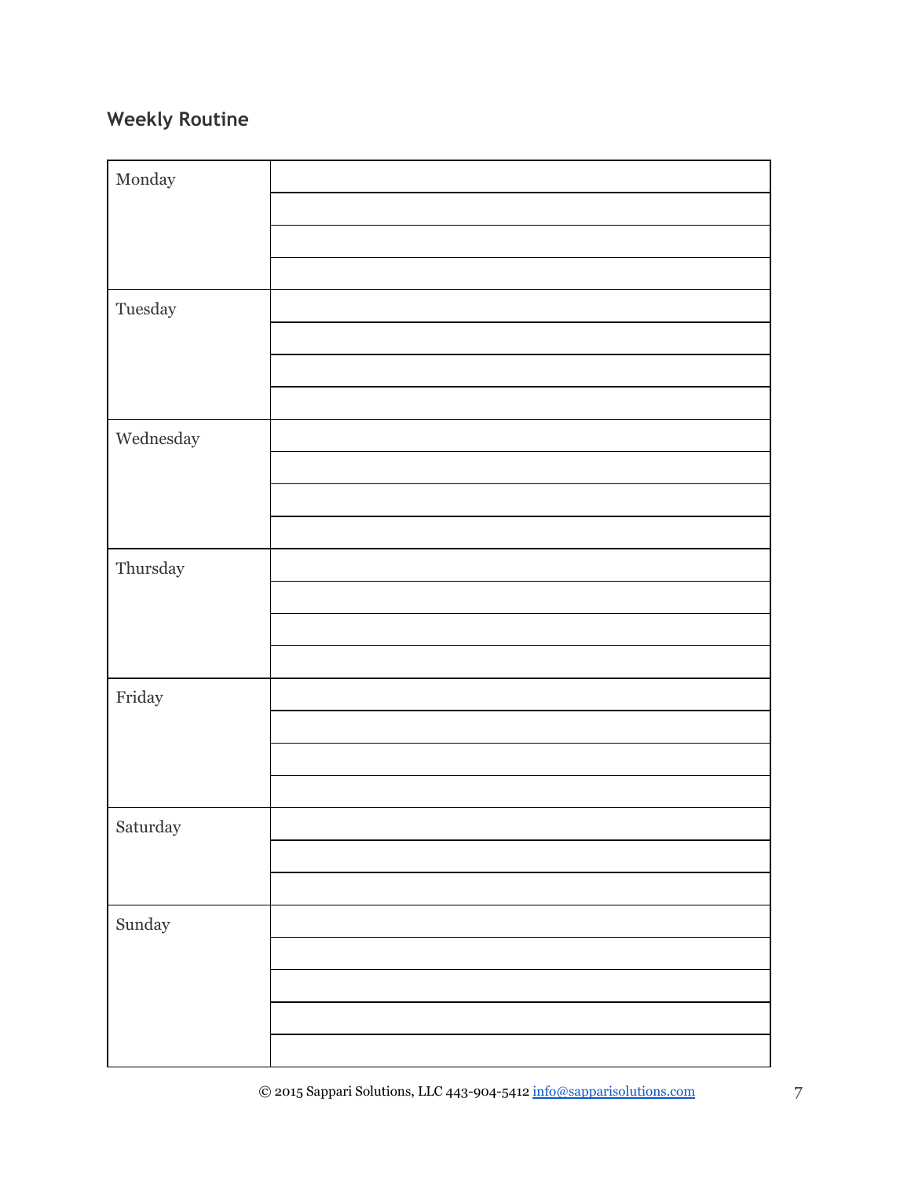## Weekly Routine

| Monday | |
|---|---|
| | |
| | |
| | |
| Tuesday | |
| | |
| | |
| | |
| Wednesday | |
| | |
| | |
| | |
| Thursday | |
| | |
| | |
| | |
| Friday | |
| | |
| | |
| | |
| Saturday | |
| | |
| | |
| Sunday | |
| | |
| | |
| | |
| | |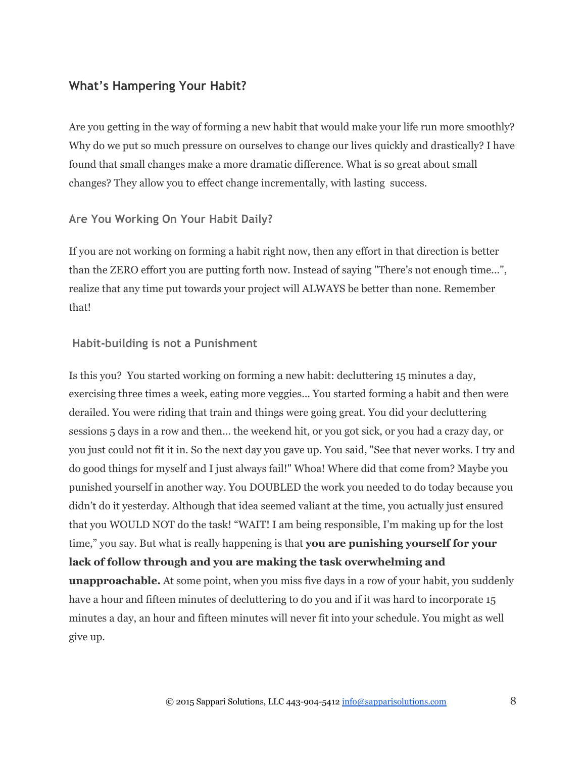## What's Hampering Your Habit?

Are you getting in the way of forming a new habit that would make your life run more smoothly? Why do we put so much pressure on ourselves to change our lives quickly and drastically? I have found that small changes make a more dramatic difference. What is so great about small changes? They allow you to effect change incrementally, with lasting success.

### Are You Working On Your Habit Daily?

If you are not working on forming a habit right now, then any effort in that direction is better than the ZERO effort you are putting forth now. Instead of saying "There's not enough time...", realize that any time put towards your project will ALWAYS be better than none. Remember that!

### Habit-building is not a Punishment

Is this you? You started working on forming a new habit: decluttering 15 minutes a day, exercising three times a week, eating more veggies... You started forming a habit and then were derailed. You were riding that train and things were going great. You did your decluttering sessions 5 days in a row and then... the weekend hit, or you got sick, or you had a crazy day, or you just could not fit it in. So the next day you gave up. You said, "See that never works. I try and do good things for myself and I just always fail!" Whoa! Where did that come from? Maybe you punished yourself in another way. You DOUBLED the work you needed to do today because you didn't do it yesterday. Although that idea seemed valiant at the time, you actually just ensured that you WOULD NOT do the task! "WAIT! I am being responsible, I'm making up for the lost time," you say. But what is really happening is that **you are punishing yourself for your lack of follow through and you are making the task overwhelming and unapproachable.** At some point, when you miss five days in a row of your habit, you suddenly have a hour and fifteen minutes of decluttering to do you and if it was hard to incorporate 15 minutes a day, an hour and fifteen minutes will never fit into your schedule. You might as well give up.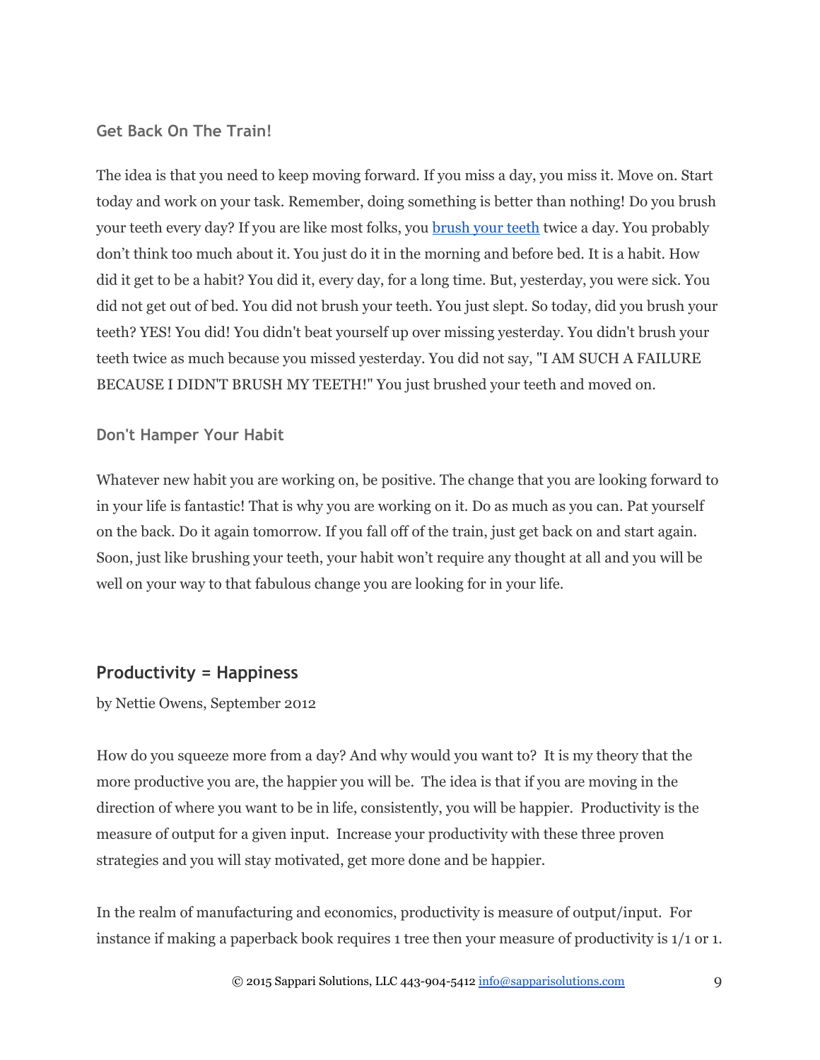### Get Back On The Train!

The idea is that you need to keep moving forward. If you miss a day, you miss it. Move on. Start today and work on your task. Remember, doing something is better than nothing! Do you brush your teeth every day? If you are like most folks, you brush your teeth twice a day. You probably don't think too much about it. You just do it in the morning and before bed. It is a habit. How did it get to be a habit? You did it, every day, for a long time. But, yesterday, you were sick. You did not get out of bed. You did not brush your teeth. You just slept. So today, did you brush your teeth? YES! You did! You didn't beat yourself up over missing yesterday. You didn't brush your teeth twice as much because you missed yesterday. You did not say, "I AM SUCH A FAILURE BECAUSE I DIDN'T BRUSH MY TEETH!" You just brushed your teeth and moved on.

### Don't Hamper Your Habit

Whatever new habit you are working on, be positive. The change that you are looking forward to in your life is fantastic! That is why you are working on it. Do as much as you can. Pat yourself on the back. Do it again tomorrow. If you fall off of the train, just get back on and start again. Soon, just like brushing your teeth, your habit won't require any thought at all and you will be well on your way to that fabulous change you are looking for in your life.

## Productivity = Happiness

by Nettie Owens, September 2012

How do you squeeze more from a day? And why would you want to? It is my theory that the more productive you are, the happier you will be. The idea is that if you are moving in the direction of where you want to be in life, consistently, you will be happier. Productivity is the measure of output for a given input. Increase your productivity with these three proven strategies and you will stay motivated, get more done and be happier.

In the realm of manufacturing and economics, productivity is measure of output/input. For instance if making a paperback book requires 1 tree then your measure of productivity is 1/1 or 1.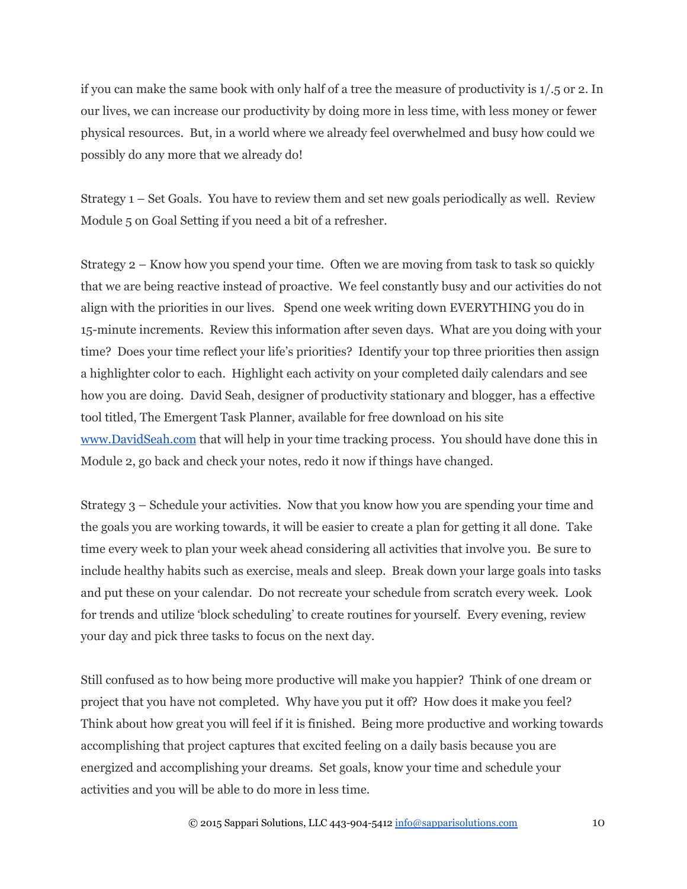if you can make the same book with only half of a tree the measure of productivity is 1/.5 or 2. In our lives, we can increase our productivity by doing more in less time, with less money or fewer physical resources. But, in a world where we already feel overwhelmed and busy how could we possibly do any more that we already do!

Strategy 1 – Set Goals. You have to review them and set new goals periodically as well. Review Module 5 on Goal Setting if you need a bit of a refresher.

Strategy 2 – Know how you spend your time. Often we are moving from task to task so quickly that we are being reactive instead of proactive. We feel constantly busy and our activities do not align with the priorities in our lives. Spend one week writing down EVERYTHING you do in 15-minute increments. Review this information after seven days. What are you doing with your time? Does your time reflect your life's priorities? Identify your top three priorities then assign a highlighter color to each. Highlight each activity on your completed daily calendars and see how you are doing. David Seah, designer of productivity stationary and blogger, has a effective tool titled, The Emergent Task Planner, available for free download on his site www.DavidSeah.com that will help in your time tracking process. You should have done this in Module 2, go back and check your notes, redo it now if things have changed.

Strategy 3 – Schedule your activities. Now that you know how you are spending your time and the goals you are working towards, it will be easier to create a plan for getting it all done. Take time every week to plan your week ahead considering all activities that involve you. Be sure to include healthy habits such as exercise, meals and sleep. Break down your large goals into tasks and put these on your calendar. Do not recreate your schedule from scratch every week. Look for trends and utilize 'block scheduling' to create routines for yourself. Every evening, review your day and pick three tasks to focus on the next day.

Still confused as to how being more productive will make you happier? Think of one dream or project that you have not completed. Why have you put it off? How does it make you feel? Think about how great you will feel if it is finished. Being more productive and working towards accomplishing that project captures that excited feeling on a daily basis because you are energized and accomplishing your dreams. Set goals, know your time and schedule your activities and you will be able to do more in less time.

© 2015 Sappari Solutions, LLC 443-904-5412 info@sapparisolutions.com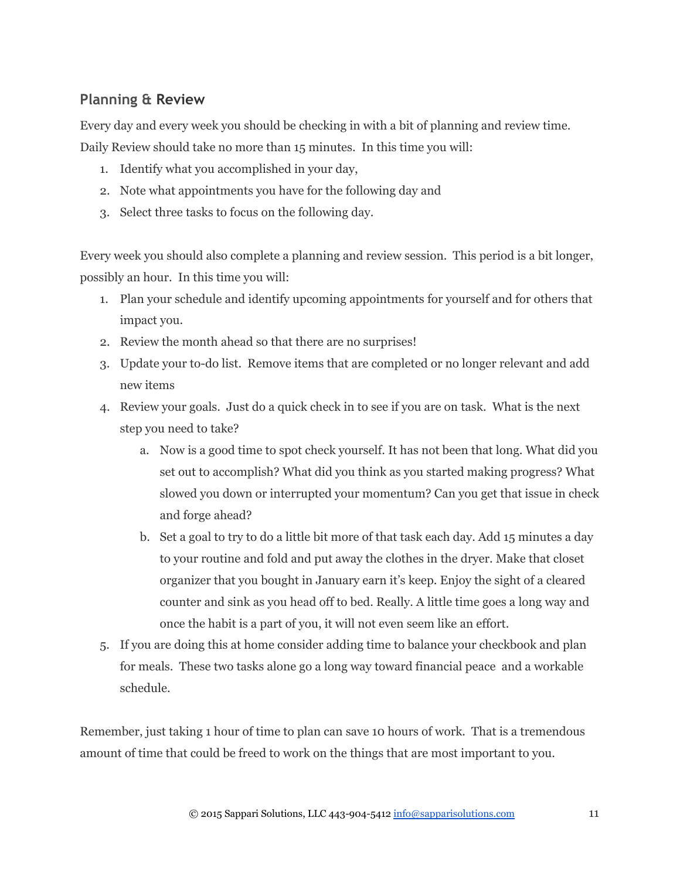## Planning & Review

Every day and every week you should be checking in with a bit of planning and review time. Daily Review should take no more than 15 minutes. In this time you will:

1. Identify what you accomplished in your day,
2. Note what appointments you have for the following day and
3. Select three tasks to focus on the following day.

Every week you should also complete a planning and review session. This period is a bit longer, possibly an hour. In this time you will:

1. Plan your schedule and identify upcoming appointments for yourself and for others that impact you.
2. Review the month ahead so that there are no surprises!
3. Update your to-do list. Remove items that are completed or no longer relevant and add new items
4. Review your goals. Just do a quick check in to see if you are on task. What is the next step you need to take?
   a. Now is a good time to spot check yourself. It has not been that long. What did you set out to accomplish? What did you think as you started making progress? What slowed you down or interrupted your momentum? Can you get that issue in check and forge ahead?
   b. Set a goal to try to do a little bit more of that task each day. Add 15 minutes a day to your routine and fold and put away the clothes in the dryer. Make that closet organizer that you bought in January earn it's keep. Enjoy the sight of a cleared counter and sink as you head off to bed. Really. A little time goes a long way and once the habit is a part of you, it will not even seem like an effort.
5. If you are doing this at home consider adding time to balance your checkbook and plan for meals. These two tasks alone go a long way toward financial peace and a workable schedule.

Remember, just taking 1 hour of time to plan can save 10 hours of work. That is a tremendous amount of time that could be freed to work on the things that are most important to you.

© 2015 Sappari Solutions, LLC 443-904-5412 info@sapparisolutions.com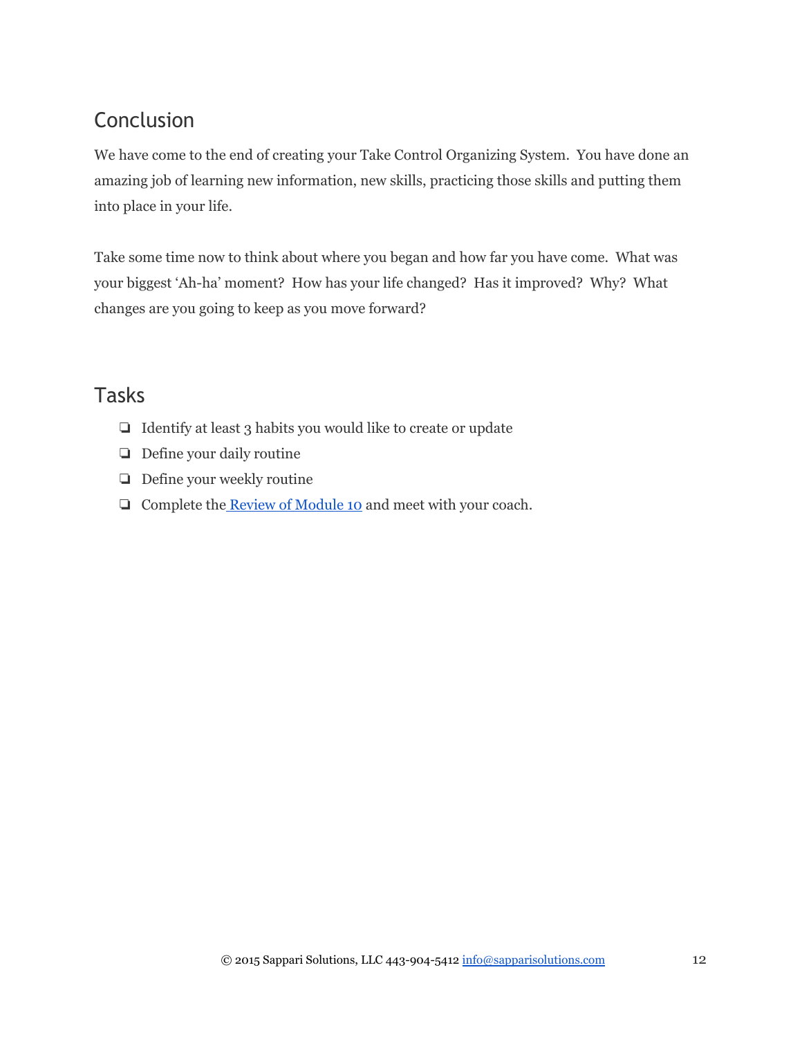## Conclusion

We have come to the end of creating your Take Control Organizing System. You have done an amazing job of learning new information, new skills, practicing those skills and putting them into place in your life.

Take some time now to think about where you began and how far you have come. What was your biggest 'Ah-ha' moment? How has your life changed? Has it improved? Why? What changes are you going to keep as you move forward?

## Tasks

- ❏ Identify at least 3 habits you would like to create or update
- ❏ Define your daily routine
- ❏ Define your weekly routine
- ❏ Complete the Review of Module 10 and meet with your coach.

© 2015 Sappari Solutions, LLC 443-904-5412 info@sapparisolutions.com